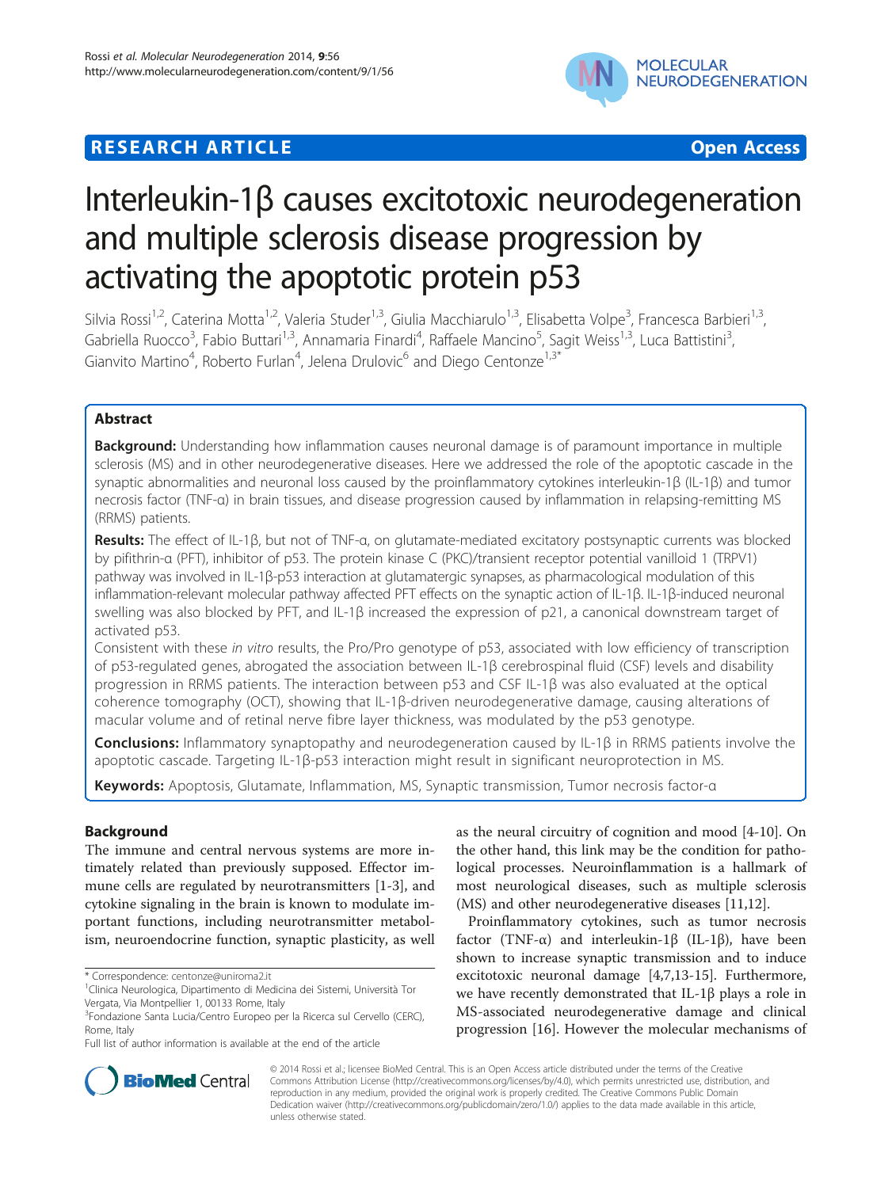**RESEARCH ARTICLE** **Open Access**

# Interleukin-1β causes excitotoxic neurodegeneration and multiple sclerosis disease progression by activating the apoptotic protein p53

Silvia Rossi[1,2], Caterina Motta[1,2], Valeria Studer[1,3], Giulia Macchiarulo[1,3], Elisabetta Volpe[3], Francesca Barbieri[1,3], Gabriella Ruocco[3], Fabio Buttari[1,3], Annamaria Finardi[4], Raffaele Mancino[5], Sagit Weiss[1,3], Luca Battistini[3], Gianvito Martino[4], Roberto Furlan[4], Jelena Drulovic[6] and Diego Centonze[1,3*]

## Abstract

**Background:** Understanding how inflammation causes neuronal damage is of paramount importance in multiple sclerosis (MS) and in other neurodegenerative diseases. Here we addressed the role of the apoptotic cascade in the synaptic abnormalities and neuronal loss caused by the proinflammatory cytokines interleukin-1β (IL-1β) and tumor necrosis factor (TNF-α) in brain tissues, and disease progression caused by inflammation in relapsing-remitting MS (RRMS) patients.

**Results:** The effect of IL-1β, but not of TNF-α, on glutamate-mediated excitatory postsynaptic currents was blocked by pifithrin-α (PFT), inhibitor of p53. The protein kinase C (PKC)/transient receptor potential vanilloid 1 (TRPV1) pathway was involved in IL-1β-p53 interaction at glutamatergic synapses, as pharmacological modulation of this inflammation-relevant molecular pathway affected PFT effects on the synaptic action of IL-1β. IL-1β-induced neuronal swelling was also blocked by PFT, and IL-1β increased the expression of p21, a canonical downstream target of activated p53.

Consistent with these *in vitro* results, the Pro/Pro genotype of p53, associated with low efficiency of transcription of p53-regulated genes, abrogated the association between IL-1β cerebrospinal fluid (CSF) levels and disability progression in RRMS patients. The interaction between p53 and CSF IL-1β was also evaluated at the optical coherence tomography (OCT), showing that IL-1β-driven neurodegenerative damage, causing alterations of macular volume and of retinal nerve fibre layer thickness, was modulated by the p53 genotype.

**Conclusions:** Inflammatory synaptopathy and neurodegeneration caused by IL-1β in RRMS patients involve the apoptotic cascade. Targeting IL-1β-p53 interaction might result in significant neuroprotection in MS.

**Keywords:** Apoptosis, Glutamate, Inflammation, MS, Synaptic transmission, Tumor necrosis factor-α

## Background

The immune and central nervous systems are more intimately related than previously supposed. Effector immune cells are regulated by neurotransmitters [1-3], and cytokine signaling in the brain is known to modulate important functions, including neurotransmitter metabolism, neuroendocrine function, synaptic plasticity, as well as the neural circuitry of cognition and mood [4-10]. On the other hand, this link may be the condition for pathological processes. Neuroinflammation is a hallmark of most neurological diseases, such as multiple sclerosis (MS) and other neurodegenerative diseases [11,12].

Proinflammatory cytokines, such as tumor necrosis factor (TNF-α) and interleukin-1β (IL-1β), have been shown to increase synaptic transmission and to induce excitotoxic neuronal damage [4,7,13-15]. Furthermore, we have recently demonstrated that IL-1β plays a role in MS-associated neurodegenerative damage and clinical progression [16]. However the molecular mechanisms of

\* Correspondence: centonze@uniroma2.it
[1]Clinica Neurologica, Dipartimento di Medicina dei Sistemi, Università Tor Vergata, Via Montpellier 1, 00133 Rome, Italy
[3]Fondazione Santa Lucia/Centro Europeo per la Ricerca sul Cervello (CERC), Rome, Italy
Full list of author information is available at the end of the article

© 2014 Rossi et al.; licensee BioMed Central. This is an Open Access article distributed under the terms of the Creative Commons Attribution License (http://creativecommons.org/licenses/by/4.0), which permits unrestricted use, distribution, and reproduction in any medium, provided the original work is properly credited. The Creative Commons Public Domain Dedication waiver (http://creativecommons.org/publicdomain/zero/1.0/) applies to the data made available in this article, unless otherwise stated.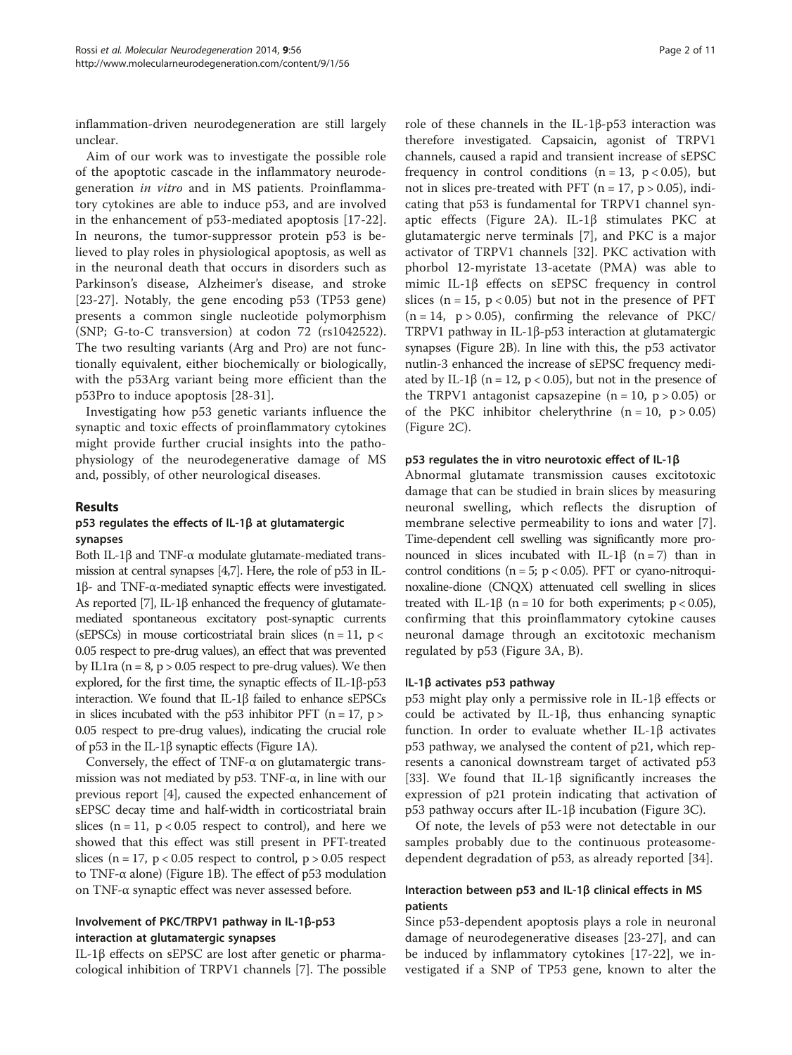inflammation-driven neurodegeneration are still largely unclear.

Aim of our work was to investigate the possible role of the apoptotic cascade in the inflammatory neurodegeneration *in vitro* and in MS patients. Proinflammatory cytokines are able to induce p53, and are involved in the enhancement of p53-mediated apoptosis [17-22]. In neurons, the tumor-suppressor protein p53 is believed to play roles in physiological apoptosis, as well as in the neuronal death that occurs in disorders such as Parkinson's disease, Alzheimer's disease, and stroke [23-27]. Notably, the gene encoding p53 (TP53 gene) presents a common single nucleotide polymorphism (SNP; G-to-C transversion) at codon 72 (rs1042522). The two resulting variants (Arg and Pro) are not functionally equivalent, either biochemically or biologically, with the p53Arg variant being more efficient than the p53Pro to induce apoptosis [28-31].

Investigating how p53 genetic variants influence the synaptic and toxic effects of proinflammatory cytokines might provide further crucial insights into the pathophysiology of the neurodegenerative damage of MS and, possibly, of other neurological diseases.

## Results

### p53 regulates the effects of IL-1β at glutamatergic synapses

Both IL-1β and TNF-α modulate glutamate-mediated transmission at central synapses [4,7]. Here, the role of p53 in IL-1β- and TNF-α-mediated synaptic effects were investigated. As reported [7], IL-1β enhanced the frequency of glutamate-mediated spontaneous excitatory post-synaptic currents (sEPSCs) in mouse corticostriatal brain slices ($n = 11$, $p < 0.05$ respect to pre-drug values), an effect that was prevented by IL1ra ($n = 8$, $p > 0.05$ respect to pre-drug values). We then explored, for the first time, the synaptic effects of IL-1β-p53 interaction. We found that IL-1β failed to enhance sEPSCs in slices incubated with the p53 inhibitor PFT ($n = 17$, $p > 0.05$ respect to pre-drug values), indicating the crucial role of p53 in the IL-1β synaptic effects (Figure 1A).

Conversely, the effect of TNF-α on glutamatergic transmission was not mediated by p53. TNF-α, in line with our previous report [4], caused the expected enhancement of sEPSC decay time and half-width in corticostriatal brain slices ($n = 11$, $p < 0.05$ respect to control), and here we showed that this effect was still present in PFT-treated slices ($n = 17$, $p < 0.05$ respect to control, $p > 0.05$ respect to TNF-α alone) (Figure 1B). The effect of p53 modulation on TNF-α synaptic effect was never assessed before.

### Involvement of PKC/TRPV1 pathway in IL-1β-p53 interaction at glutamatergic synapses

IL-1β effects on sEPSC are lost after genetic or pharmacological inhibition of TRPV1 channels [7]. The possible role of these channels in the IL-1β-p53 interaction was therefore investigated. Capsaicin, agonist of TRPV1 channels, caused a rapid and transient increase of sEPSC frequency in control conditions ($n = 13$, $p < 0.05$), but not in slices pre-treated with PFT ($n = 17$, $p > 0.05$), indicating that p53 is fundamental for TRPV1 channel synaptic effects (Figure 2A). IL-1β stimulates PKC at glutamatergic nerve terminals [7], and PKC is a major activator of TRPV1 channels [32]. PKC activation with phorbol 12-myristate 13-acetate (PMA) was able to mimic IL-1β effects on sEPSC frequency in control slices ($n = 15$, $p < 0.05$) but not in the presence of PFT ($n = 14$, $p > 0.05$), confirming the relevance of PKC/TRPV1 pathway in IL-1β-p53 interaction at glutamatergic synapses (Figure 2B). In line with this, the p53 activator nutlin-3 enhanced the increase of sEPSC frequency mediated by IL-1β ($n = 12$, $p < 0.05$), but not in the presence of the TRPV1 antagonist capsazepine ($n = 10$, $p > 0.05$) or of the PKC inhibitor chelerythrine ($n = 10$, $p > 0.05$) (Figure 2C).

### p53 regulates the in vitro neurotoxic effect of IL-1β

Abnormal glutamate transmission causes excitotoxic damage that can be studied in brain slices by measuring neuronal swelling, which reflects the disruption of membrane selective permeability to ions and water [7]. Time-dependent cell swelling was significantly more pronounced in slices incubated with IL-1β ($n = 7$) than in control conditions ($n = 5$; $p < 0.05$). PFT or cyano-nitroquinoxaline-dione (CNQX) attenuated cell swelling in slices treated with IL-1β ($n = 10$ for both experiments; $p < 0.05$), confirming that this proinflammatory cytokine causes neuronal damage through an excitotoxic mechanism regulated by p53 (Figure 3A, B).

### IL-1β activates p53 pathway

p53 might play only a permissive role in IL-1β effects or could be activated by IL-1β, thus enhancing synaptic function. In order to evaluate whether IL-1β activates p53 pathway, we analysed the content of p21, which represents a canonical downstream target of activated p53 [33]. We found that IL-1β significantly increases the expression of p21 protein indicating that activation of p53 pathway occurs after IL-1β incubation (Figure 3C).

Of note, the levels of p53 were not detectable in our samples probably due to the continuous proteasome-dependent degradation of p53, as already reported [34].

### Interaction between p53 and IL-1β clinical effects in MS patients

Since p53-dependent apoptosis plays a role in neuronal damage of neurodegenerative diseases [23-27], and can be induced by inflammatory cytokines [17-22], we investigated if a SNP of TP53 gene, known to alter the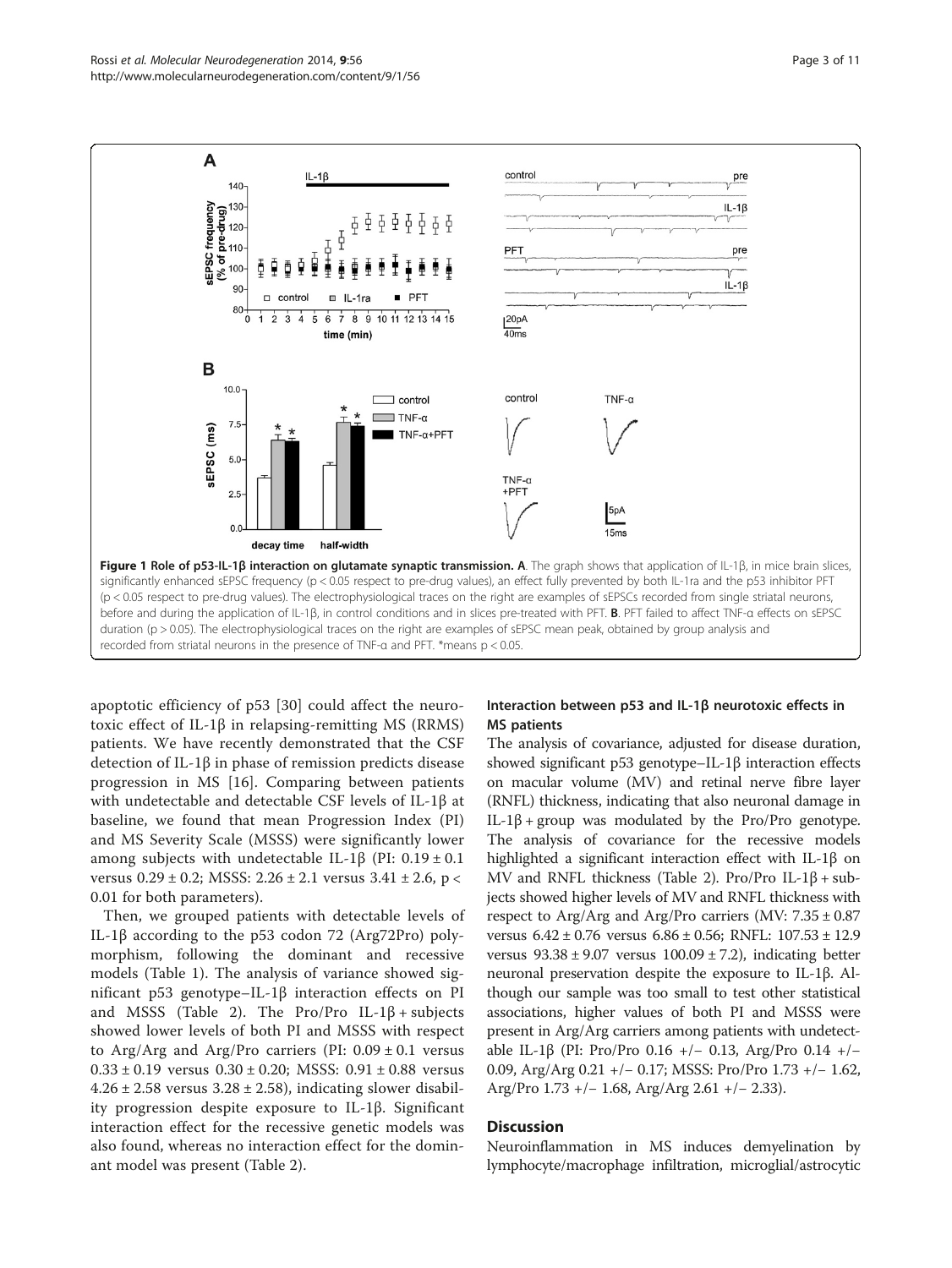**Figure 1 Role of p53-IL-1β interaction on glutamate synaptic transmission. A**. The graph shows that application of IL-1β, in mice brain slices, significantly enhanced sEPSC frequency ($p < 0.05$ respect to pre-drug values), an effect fully prevented by both IL-1ra and the p53 inhibitor PFT ($p < 0.05$ respect to pre-drug values). The electrophysiological traces on the right are examples of sEPSCs recorded from single striatal neurons, before and during the application of IL-1β, in control conditions and in slices pre-treated with PFT. **B**. PFT failed to affect TNF-α effects on sEPSC duration ($p > 0.05$). The electrophysiological traces on the right are examples of sEPSC mean peak, obtained by group analysis and recorded from striatal neurons in the presence of TNF-α and PFT. *means $p < 0.05$.

apoptotic efficiency of p53 [30] could affect the neurotoxic effect of IL-1β in relapsing-remitting MS (RRMS) patients. We have recently demonstrated that the CSF detection of IL-1β in phase of remission predicts disease progression in MS [16]. Comparing between patients with undetectable and detectable CSF levels of IL-1β at baseline, we found that mean Progression Index (PI) and MS Severity Scale (MSSS) were significantly lower among subjects with undetectable IL-1β (PI: 0.19 ± 0.1 versus 0.29 ± 0.2; MSSS: 2.26 ± 2.1 versus 3.41 ± 2.6, $p < 0.01$ for both parameters).

Then, we grouped patients with detectable levels of IL-1β according to the p53 codon 72 (Arg72Pro) polymorphism, following the dominant and recessive models (Table 1). The analysis of variance showed significant p53 genotype–IL-1β interaction effects on PI and MSSS (Table 2). The Pro/Pro IL-1β + subjects showed lower levels of both PI and MSSS with respect to Arg/Arg and Arg/Pro carriers (PI: 0.09 ± 0.1 versus 0.33 ± 0.19 versus 0.30 ± 0.20; MSSS: 0.91 ± 0.88 versus 4.26 ± 2.58 versus 3.28 ± 2.58), indicating slower disability progression despite exposure to IL-1β. Significant interaction effect for the recessive genetic models was also found, whereas no interaction effect for the dominant model was present (Table 2).

### Interaction between p53 and IL-1β neurotoxic effects in MS patients

The analysis of covariance, adjusted for disease duration, showed significant p53 genotype–IL-1β interaction effects on macular volume (MV) and retinal nerve fibre layer (RNFL) thickness, indicating that also neuronal damage in IL-1β + group was modulated by the Pro/Pro genotype. The analysis of covariance for the recessive models highlighted a significant interaction effect with IL-1β on MV and RNFL thickness (Table 2). Pro/Pro IL-1β + subjects showed higher levels of MV and RNFL thickness with respect to Arg/Arg and Arg/Pro carriers (MV: 7.35 ± 0.87 versus 6.42 ± 0.76 versus 6.86 ± 0.56; RNFL: 107.53 ± 12.9 versus 93.38 ± 9.07 versus 100.09 ± 7.2), indicating better neuronal preservation despite the exposure to IL-1β. Although our sample was too small to test other statistical associations, higher values of both PI and MSSS were present in Arg/Arg carriers among patients with undetectable IL-1β (PI: Pro/Pro 0.16 +/− 0.13, Arg/Pro 0.14 +/− 0.09, Arg/Arg 0.21 +/− 0.17; MSSS: Pro/Pro 1.73 +/− 1.62, Arg/Pro 1.73 +/− 1.68, Arg/Arg 2.61 +/− 2.33).

## Discussion

Neuroinflammation in MS induces demyelination by lymphocyte/macrophage infiltration, microglial/astrocytic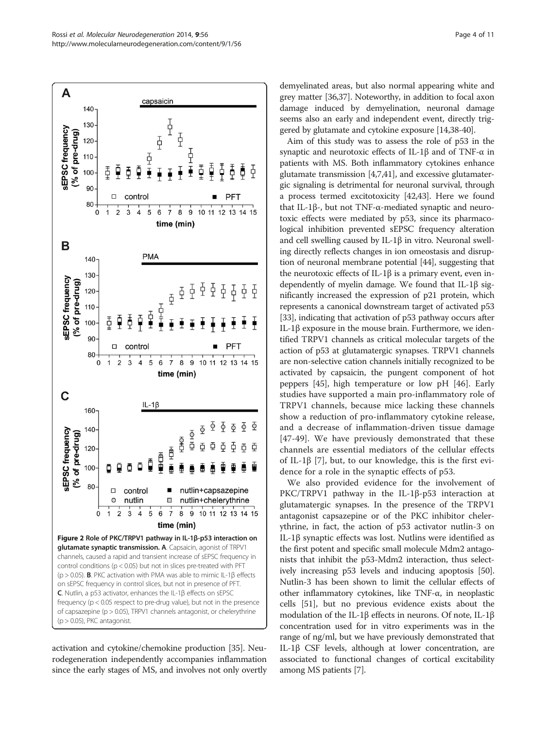**Figure 2 Role of PKC/TRPV1 pathway in IL-1β-p53 interaction on glutamate synaptic transmission. A**. Capsaicin, agonist of TRPV1 channels, caused a rapid and transient increase of sEPSC frequency in control conditions ($p < 0.05$) but not in slices pre-treated with PFT ($p > 0.05$). **B**. PKC activation with PMA was able to mimic IL-1β effects on sEPSC frequency in control slices, but not in presence of PFT. **C**. Nutlin, a p53 activator, enhances the IL-1β effects on sEPSC frequency ($p < 0.05$ respect to pre-drug value), but not in the presence of capsazepine ($p > 0.05$), TRPV1 channels antagonist, or chelerythrine ($p > 0.05$), PKC antagonist.

activation and cytokine/chemokine production [35]. Neurodegeneration independently accompanies inflammation since the early stages of MS, and involves not only overtly demyelinated areas, but also normal appearing white and grey matter [36,37]. Noteworthy, in addition to focal axon damage induced by demyelination, neuronal damage seems also an early and independent event, directly triggered by glutamate and cytokine exposure [14,38-40].

Aim of this study was to assess the role of p53 in the synaptic and neurotoxic effects of IL-1β and of TNF-α in patients with MS. Both inflammatory cytokines enhance glutamate transmission [4,7,41], and excessive glutamatergic signaling is detrimental for neuronal survival, through a process termed excitotoxicity [42,43]. Here we found that IL-1β-, but not TNF-α-mediated synaptic and neurotoxic effects were mediated by p53, since its pharmacological inhibition prevented sEPSC frequency alteration and cell swelling caused by IL-1β in vitro. Neuronal swelling directly reflects changes in ion omeostasis and disruption of neuronal membrane potential [44], suggesting that the neurotoxic effects of IL-1β is a primary event, even independently of myelin damage. We found that IL-1β significantly increased the expression of p21 protein, which represents a canonical downstream target of activated p53 [33], indicating that activation of p53 pathway occurs after IL-1β exposure in the mouse brain. Furthermore, we identified TRPV1 channels as critical molecular targets of the action of p53 at glutamatergic synapses. TRPV1 channels are non-selective cation channels initially recognized to be activated by capsaicin, the pungent component of hot peppers [45], high temperature or low pH [46]. Early studies have supported a main pro-inflammatory role of TRPV1 channels, because mice lacking these channels show a reduction of pro-inflammatory cytokine release, and a decrease of inflammation-driven tissue damage [47-49]. We have previously demonstrated that these channels are essential mediators of the cellular effects of IL-1β [7], but, to our knowledge, this is the first evidence for a role in the synaptic effects of p53.

We also provided evidence for the involvement of PKC/TRPV1 pathway in the IL-1β-p53 interaction at glutamatergic synapses. In the presence of the TRPV1 antagonist capsazepine or of the PKC inhibitor chelerythrine, in fact, the action of p53 activator nutlin-3 on IL-1β synaptic effects was lost. Nutlins were identified as the first potent and specific small molecule Mdm2 antagonists that inhibit the p53-Mdm2 interaction, thus selectively increasing p53 levels and inducing apoptosis [50]. Nutlin-3 has been shown to limit the cellular effects of other inflammatory cytokines, like TNF-α, in neoplastic cells [51], but no previous evidence exists about the modulation of the IL-1β effects in neurons. Of note, IL-1β concentration used for in vitro experiments was in the range of ng/ml, but we have previously demonstrated that IL-1β CSF levels, although at lower concentration, are associated to functional changes of cortical excitability among MS patients [7].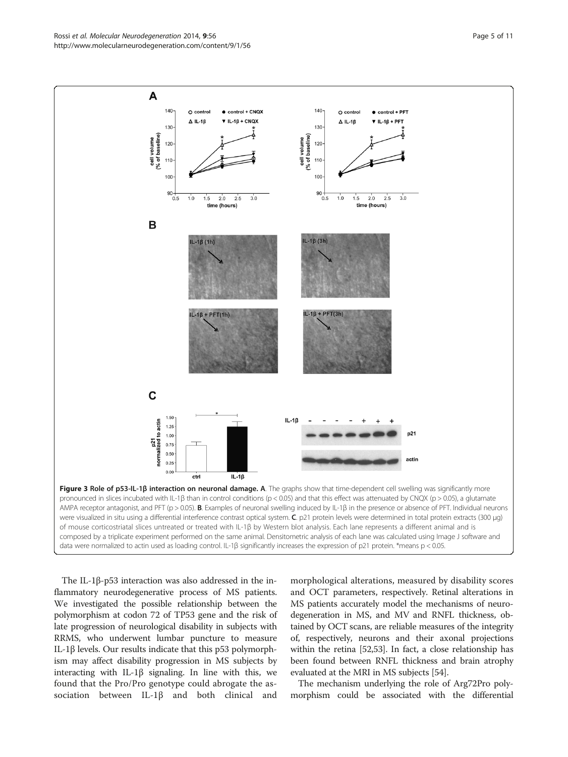**Figure 3 Role of p53-IL-1β interaction on neuronal damage. A**. The graphs show that time-dependent cell swelling was significantly more pronounced in slices incubated with IL-1β than in control conditions ($p < 0.05$) and that this effect was attenuated by CNQX ($p > 0.05$), a glutamate AMPA receptor antagonist, and PFT ($p > 0.05$). **B**. Examples of neuronal swelling induced by IL-1β in the presence or absence of PFT. Individual neurons were visualized in situ using a differential interference contrast optical system. **C**. p21 protein levels were determined in total protein extracts (300 μg) of mouse corticostriatal slices untreated or treated with IL-1β by Western blot analysis. Each lane represents a different animal and is composed by a triplicate experiment performed on the same animal. Densitometric analysis of each lane was calculated using Image J software and data were normalized to actin used as loading control. IL-1β significantly increases the expression of p21 protein. *means $p < 0.05$.

The IL-1β-p53 interaction was also addressed in the inflammatory neurodegenerative process of MS patients. We investigated the possible relationship between the polymorphism at codon 72 of TP53 gene and the risk of late progression of neurological disability in subjects with RRMS, who underwent lumbar puncture to measure IL-1β levels. Our results indicate that this p53 polymorphism may affect disability progression in MS subjects by interacting with IL-1β signaling. In line with this, we found that the Pro/Pro genotype could abrogate the association between IL-1β and both clinical and morphological alterations, measured by disability scores and OCT parameters, respectively. Retinal alterations in MS patients accurately model the mechanisms of neurodegeneration in MS, and MV and RNFL thickness, obtained by OCT scans, are reliable measures of the integrity of, respectively, neurons and their axonal projections within the retina [52,53]. In fact, a close relationship has been found between RNFL thickness and brain atrophy evaluated at the MRI in MS subjects [54].

The mechanism underlying the role of Arg72Pro polymorphism could be associated with the differential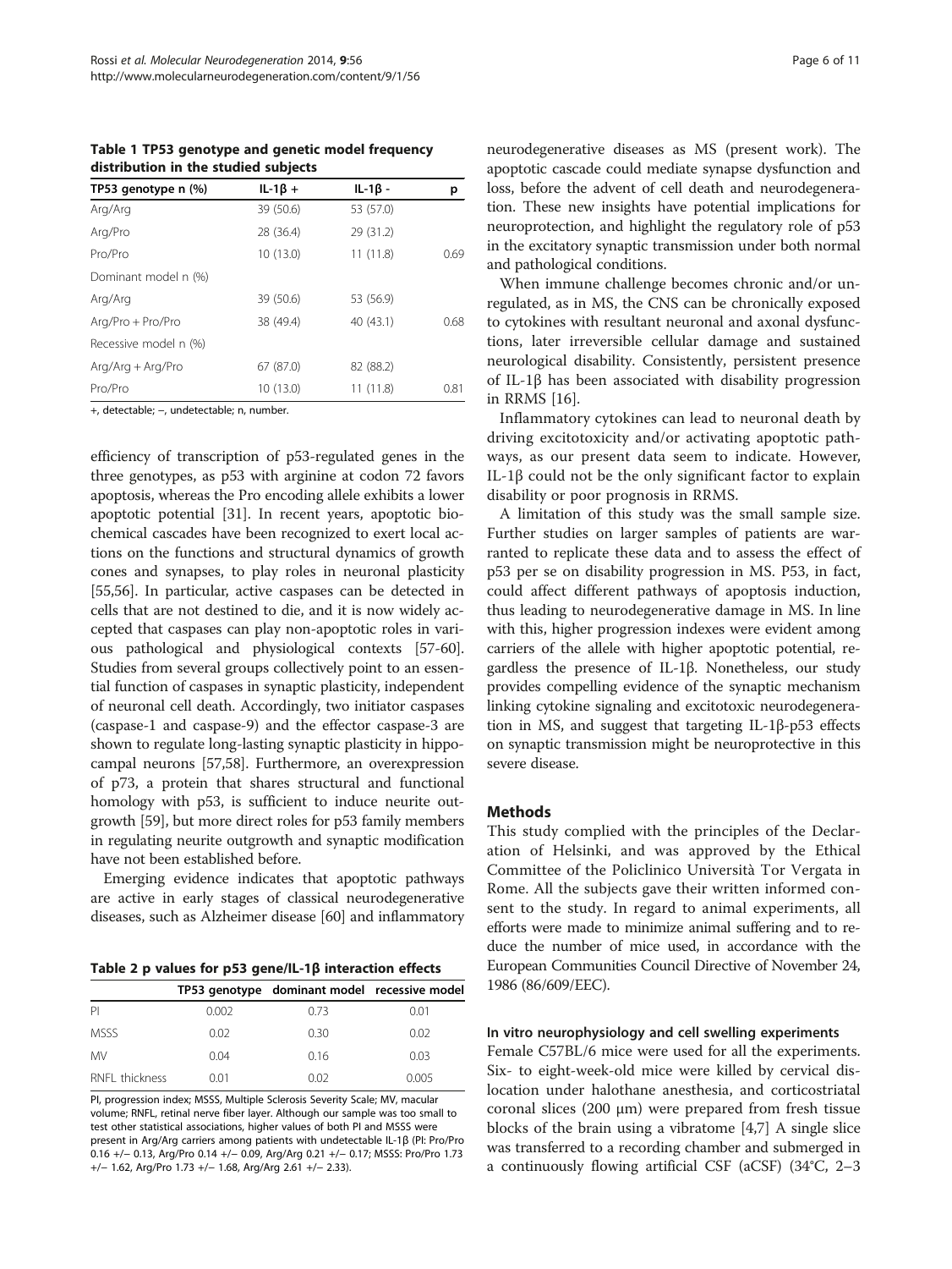**Table 1 TP53 genotype and genetic model frequency distribution in the studied subjects**

| TP53 genotype n (%) | IL-1β + | IL-1β - | p |
|---|---|---|---|
| Arg/Arg | 39 (50.6) | 53 (57.0) | |
| Arg/Pro | 28 (36.4) | 29 (31.2) | |
| Pro/Pro | 10 (13.0) | 11 (11.8) | 0.69 |
| Dominant model n (%) | | | |
| Arg/Arg | 39 (50.6) | 53 (56.9) | |
| Arg/Pro + Pro/Pro | 38 (49.4) | 40 (43.1) | 0.68 |
| Recessive model n (%) | | | |
| Arg/Arg + Arg/Pro | 67 (87.0) | 82 (88.2) | |
| Pro/Pro | 10 (13.0) | 11 (11.8) | 0.81 |

+, detectable; −, undetectable; n, number.

efficiency of transcription of p53-regulated genes in the three genotypes, as p53 with arginine at codon 72 favors apoptosis, whereas the Pro encoding allele exhibits a lower apoptotic potential [31]. In recent years, apoptotic biochemical cascades have been recognized to exert local actions on the functions and structural dynamics of growth cones and synapses, to play roles in neuronal plasticity [55,56]. In particular, active caspases can be detected in cells that are not destined to die, and it is now widely accepted that caspases can play non-apoptotic roles in various pathological and physiological contexts [57-60]. Studies from several groups collectively point to an essential function of caspases in synaptic plasticity, independent of neuronal cell death. Accordingly, two initiator caspases (caspase-1 and caspase-9) and the effector caspase-3 are shown to regulate long-lasting synaptic plasticity in hippocampal neurons [57,58]. Furthermore, an overexpression of p73, a protein that shares structural and functional homology with p53, is sufficient to induce neurite outgrowth [59], but more direct roles for p53 family members in regulating neurite outgrowth and synaptic modification have not been established before.

Emerging evidence indicates that apoptotic pathways are active in early stages of classical neurodegenerative diseases, such as Alzheimer disease [60] and inflammatory neurodegenerative diseases as MS (present work). The apoptotic cascade could mediate synapse dysfunction and loss, before the advent of cell death and neurodegeneration. These new insights have potential implications for neuroprotection, and highlight the regulatory role of p53 in the excitatory synaptic transmission under both normal and pathological conditions.

**Table 2 p values for p53 gene/IL-1β interaction effects**

| | TP53 genotype | dominant model | recessive model |
|---|---|---|---|
| PI | 0.002 | 0.73 | 0.01 |
| MSSS | 0.02 | 0.30 | 0.02 |
| MV | 0.04 | 0.16 | 0.03 |
| RNFL thickness | 0.01 | 0.02 | 0.005 |

PI, progression index; MSSS, Multiple Sclerosis Severity Scale; MV, macular volume; RNFL, retinal nerve fiber layer. Although our sample was too small to test other statistical associations, higher values of both PI and MSSS were present in Arg/Arg carriers among patients with undetectable IL-1β (PI: Pro/Pro 0.16 +/− 0.13, Arg/Pro 0.14 +/− 0.09, Arg/Arg 0.21 +/− 0.17; MSSS: Pro/Pro 1.73 +/− 1.62, Arg/Pro 1.73 +/− 1.68, Arg/Arg 2.61 +/− 2.33).

When immune challenge becomes chronic and/or unregulated, as in MS, the CNS can be chronically exposed to cytokines with resultant neuronal and axonal dysfunctions, later irreversible cellular damage and sustained neurological disability. Consistently, persistent presence of IL-1β has been associated with disability progression in RRMS [16].

Inflammatory cytokines can lead to neuronal death by driving excitotoxicity and/or activating apoptotic pathways, as our present data seem to indicate. However, IL-1β could not be the only significant factor to explain disability or poor prognosis in RRMS.

A limitation of this study was the small sample size. Further studies on larger samples of patients are warranted to replicate these data and to assess the effect of p53 per se on disability progression in MS. P53, in fact, could affect different pathways of apoptosis induction, thus leading to neurodegenerative damage in MS. In line with this, higher progression indexes were evident among carriers of the allele with higher apoptotic potential, regardless the presence of IL-1β. Nonetheless, our study provides compelling evidence of the synaptic mechanism linking cytokine signaling and excitotoxic neurodegeneration in MS, and suggest that targeting IL-1β-p53 effects on synaptic transmission might be neuroprotective in this severe disease.

## Methods

This study complied with the principles of the Declaration of Helsinki, and was approved by the Ethical Committee of the Policlinico Università Tor Vergata in Rome. All the subjects gave their written informed consent to the study. In regard to animal experiments, all efforts were made to minimize animal suffering and to reduce the number of mice used, in accordance with the European Communities Council Directive of November 24, 1986 (86/609/EEC).

### In vitro neurophysiology and cell swelling experiments

Female C57BL/6 mice were used for all the experiments. Six- to eight-week-old mice were killed by cervical dislocation under halothane anesthesia, and corticostriatal coronal slices (200 μm) were prepared from fresh tissue blocks of the brain using a vibratome [4,7] A single slice was transferred to a recording chamber and submerged in a continuously flowing artificial CSF (aCSF) (34°C, 2–3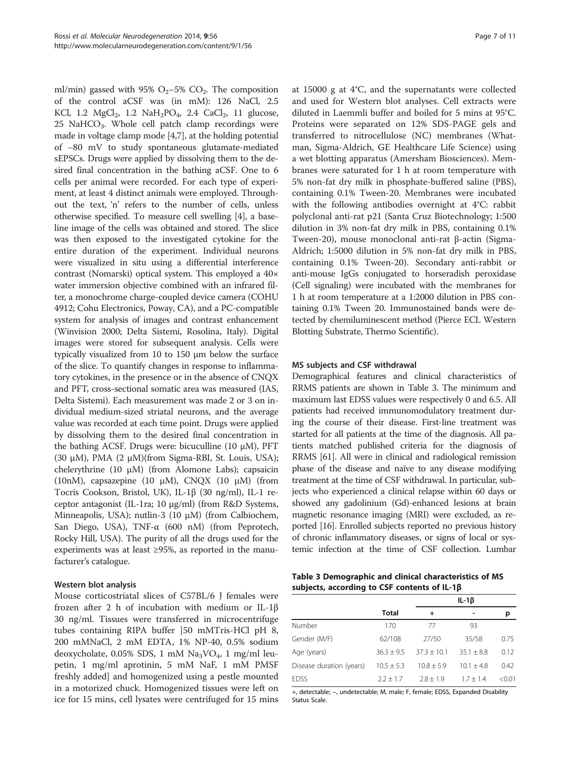ml/min) gassed with 95% $O_2$–5% $CO_2$. The composition of the control aCSF was (in mM): 126 NaCl, 2.5 KCl, 1.2 $MgCl_2$, 1.2 $NaH_2PO_4$, 2.4 $CaCl_2$, 11 glucose, 25 $NaHCO_3$. Whole cell patch clamp recordings were made in voltage clamp mode [4,7], at the holding potential of −80 mV to study spontaneous glutamate-mediated sEPSCs. Drugs were applied by dissolving them to the desired final concentration in the bathing aCSF. One to 6 cells per animal were recorded. For each type of experiment, at least 4 distinct animals were employed. Throughout the text, 'n' refers to the number of cells, unless otherwise specified. To measure cell swelling [4], a baseline image of the cells was obtained and stored. The slice was then exposed to the investigated cytokine for the entire duration of the experiment. Individual neurons were visualized in situ using a differential interference contrast (Nomarski) optical system. This employed a 40× water immersion objective combined with an infrared filter, a monochrome charge-coupled device camera (COHU 4912; Cohu Electronics, Poway, CA), and a PC-compatible system for analysis of images and contrast enhancement (Winvision 2000; Delta Sistemi, Rosolina, Italy). Digital images were stored for subsequent analysis. Cells were typically visualized from 10 to 150 μm below the surface of the slice. To quantify changes in response to inflammatory cytokines, in the presence or in the absence of CNQX and PFT, cross-sectional somatic area was measured (IAS, Delta Sistemi). Each measurement was made 2 or 3 on individual medium-sized striatal neurons, and the average value was recorded at each time point. Drugs were applied by dissolving them to the desired final concentration in the bathing ACSF. Drugs were: bicuculline (10 μM), PFT (30 μM), PMA (2 μM)(from Sigma-RBI, St. Louis, USA); chelerythrine (10 μM) (from Alomone Labs); capsaicin (10nM), capsazepine (10 μM), CNQX (10 μM) (from Tocris Cookson, Bristol, UK), IL-1β (30 ng/ml), IL-1 receptor antagonist (IL-1ra; 10 μg/ml) (from R&D Systems, Minneapolis, USA); nutlin-3 (10 μM) (from Calbiochem, San Diego, USA), TNF-α (600 nM) (from Peprotech, Rocky Hill, USA). The purity of all the drugs used for the experiments was at least ≥95%, as reported in the manufacturer's catalogue.

### Western blot analysis

Mouse corticostriatal slices of C57BL/6 J females were frozen after 2 h of incubation with medium or IL-1β 30 ng/ml. Tissues were transferred in microcentrifuge tubes containing RIPA buffer [50 mMTris-HCl pH 8, 200 mMNaCl, 2 mM EDTA, 1% NP-40, 0.5% sodium deoxycholate, 0.05% SDS, 1 mM $Na_3VO_4$, 1 mg/ml leupetin, 1 mg/ml aprotinin, 5 mM NaF, 1 mM PMSF freshly added] and homogenized using a pestle mounted in a motorized chuck. Homogenized tissues were left on ice for 15 mins, cell lysates were centrifuged for 15 mins at 15000 g at 4°C, and the supernatants were collected and used for Western blot analyses. Cell extracts were diluted in Laemmli buffer and boiled for 5 mins at 95°C. Proteins were separated on 12% SDS-PAGE gels and transferred to nitrocellulose (NC) membranes (Whatman, Sigma-Aldrich, GE Healthcare Life Science) using a wet blotting apparatus (Amersham Biosciences). Membranes were saturated for 1 h at room temperature with 5% non-fat dry milk in phosphate-buffered saline (PBS), containing 0.1% Tween-20. Membranes were incubated with the following antibodies overnight at 4°C: rabbit polyclonal anti-rat p21 (Santa Cruz Biotechnology; 1:500 dilution in 3% non-fat dry milk in PBS, containing 0.1% Tween-20), mouse monoclonal anti-rat β-actin (Sigma-Aldrich; 1:5000 dilution in 5% non-fat dry milk in PBS, containing 0.1% Tween-20). Secondary anti-rabbit or anti-mouse IgGs conjugated to horseradish peroxidase (Cell signaling) were incubated with the membranes for 1 h at room temperature at a 1:2000 dilution in PBS containing 0.1% Tween 20. Immunostained bands were detected by chemiluminescent method (Pierce ECL Western Blotting Substrate, Thermo Scientific).

### MS subjects and CSF withdrawal

Demographical features and clinical characteristics of RRMS patients are shown in Table 3. The minimum and maximum last EDSS values were respectively 0 and 6.5. All patients had received immunomodulatory treatment during the course of their disease. First-line treatment was started for all patients at the time of the diagnosis. All patients matched published criteria for the diagnosis of RRMS [61]. All were in clinical and radiological remission phase of the disease and naïve to any disease modifying treatment at the time of CSF withdrawal. In particular, subjects who experienced a clinical relapse within 60 days or showed any gadolinium (Gd)-enhanced lesions at brain magnetic resonance imaging (MRI) were excluded, as reported [16]. Enrolled subjects reported no previous history of chronic inflammatory diseases, or signs of local or systemic infection at the time of CSF collection. Lumbar

**Table 3 Demographic and clinical characteristics of MS subjects, according to CSF contents of IL-1β**

| | Total | IL-1β | | |
|---|---|---|---|---|
| | | + | - | p |
| Number | 170 | 77 | 93 | |
| Gender (M/F) | 62/108 | 27/50 | 35/58 | 0.75 |
| Age (years) | 36.3 ± 9.5 | 37.3 ± 10.1 | 35.1 ± 8.8 | 0.12 |
| Disease duration (years) | 10.5 ± 5.3 | 10.8 ± 5.9 | 10.1 ± 4.8 | 0.42 |
| EDSS | 2.2 ± 1.7 | 2.8 ± 1.9 | 1.7 ± 1.4 | <0.01 |

+, detectable; –, undetectable; M, male; F, female; EDSS, Expanded Disability Status Scale.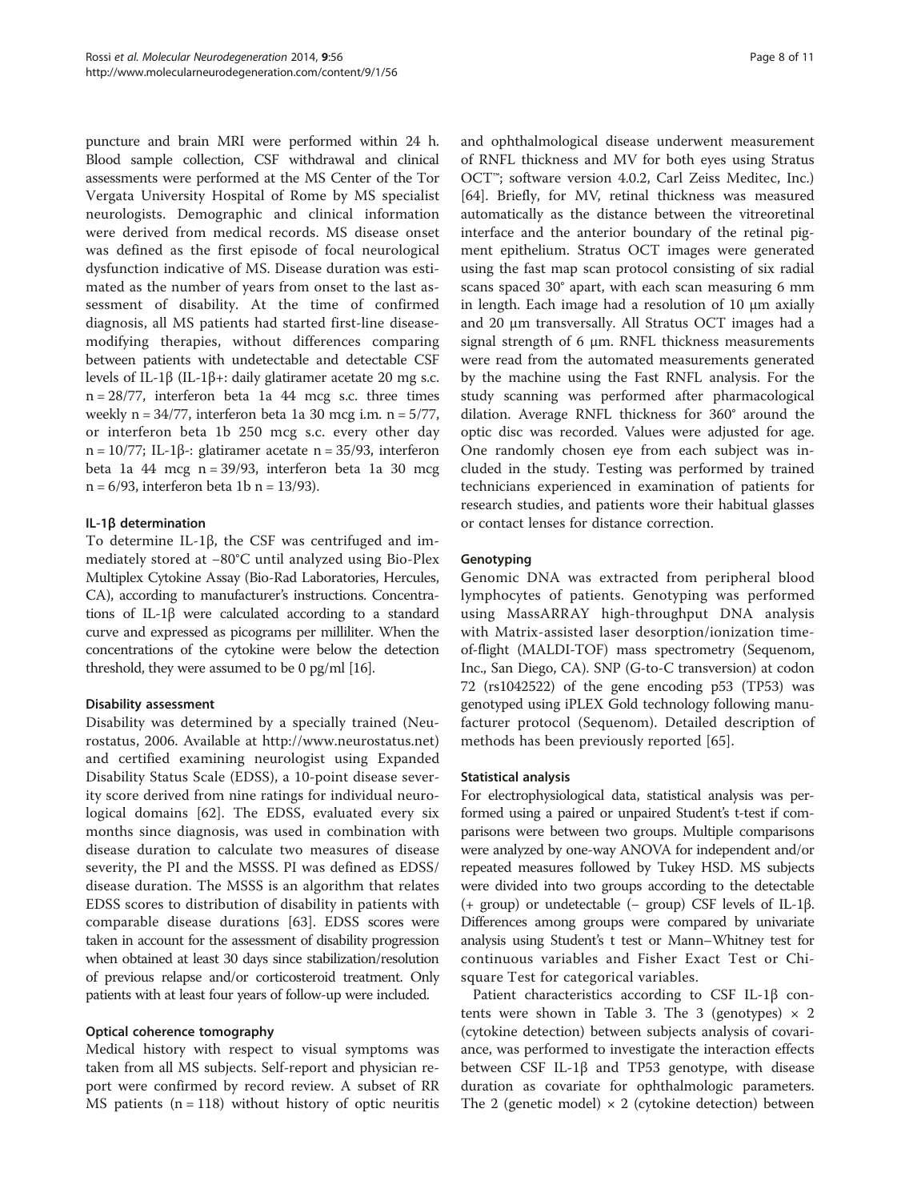puncture and brain MRI were performed within 24 h. Blood sample collection, CSF withdrawal and clinical assessments were performed at the MS Center of the Tor Vergata University Hospital of Rome by MS specialist neurologists. Demographic and clinical information were derived from medical records. MS disease onset was defined as the first episode of focal neurological dysfunction indicative of MS. Disease duration was estimated as the number of years from onset to the last assessment of disability. At the time of confirmed diagnosis, all MS patients had started first-line disease-modifying therapies, without differences comparing between patients with undetectable and detectable CSF levels of IL-1β (IL-1β+: daily glatiramer acetate 20 mg s.c. n = 28/77, interferon beta 1a 44 mcg s.c. three times weekly n = 34/77, interferon beta 1a 30 mcg i.m. n = 5/77, or interferon beta 1b 250 mcg s.c. every other day n = 10/77; IL-1β-: glatiramer acetate n = 35/93, interferon beta 1a 44 mcg n = 39/93, interferon beta 1a 30 mcg n = 6/93, interferon beta 1b n = 13/93).

#### IL-1β determination

To determine IL-1β, the CSF was centrifuged and immediately stored at −80°C until analyzed using Bio-Plex Multiplex Cytokine Assay (Bio-Rad Laboratories, Hercules, CA), according to manufacturer's instructions. Concentrations of IL-1β were calculated according to a standard curve and expressed as picograms per milliliter. When the concentrations of the cytokine were below the detection threshold, they were assumed to be 0 pg/ml [16].

#### Disability assessment

Disability was determined by a specially trained (Neurostatus, 2006. Available at http://www.neurostatus.net) and certified examining neurologist using Expanded Disability Status Scale (EDSS), a 10-point disease severity score derived from nine ratings for individual neurological domains [62]. The EDSS, evaluated every six months since diagnosis, was used in combination with disease duration to calculate two measures of disease severity, the PI and the MSSS. PI was defined as EDSS/disease duration. The MSSS is an algorithm that relates EDSS scores to distribution of disability in patients with comparable disease durations [63]. EDSS scores were taken in account for the assessment of disability progression when obtained at least 30 days since stabilization/resolution of previous relapse and/or corticosteroid treatment. Only patients with at least four years of follow-up were included.

#### Optical coherence tomography

Medical history with respect to visual symptoms was taken from all MS subjects. Self-report and physician report were confirmed by record review. A subset of RR MS patients (n = 118) without history of optic neuritis and ophthalmological disease underwent measurement of RNFL thickness and MV for both eyes using Stratus OCT™; software version 4.0.2, Carl Zeiss Meditec, Inc.) [64]. Briefly, for MV, retinal thickness was measured automatically as the distance between the vitreoretinal interface and the anterior boundary of the retinal pigment epithelium. Stratus OCT images were generated using the fast map scan protocol consisting of six radial scans spaced 30° apart, with each scan measuring 6 mm in length. Each image had a resolution of 10 μm axially and 20 μm transversally. All Stratus OCT images had a signal strength of 6 μm. RNFL thickness measurements were read from the automated measurements generated by the machine using the Fast RNFL analysis. For the study scanning was performed after pharmacological dilation. Average RNFL thickness for 360° around the optic disc was recorded. Values were adjusted for age. One randomly chosen eye from each subject was included in the study. Testing was performed by trained technicians experienced in examination of patients for research studies, and patients wore their habitual glasses or contact lenses for distance correction.

#### Genotyping

Genomic DNA was extracted from peripheral blood lymphocytes of patients. Genotyping was performed using MassARRAY high-throughput DNA analysis with Matrix-assisted laser desorption/ionization time-of-flight (MALDI-TOF) mass spectrometry (Sequenom, Inc., San Diego, CA). SNP (G-to-C transversion) at codon 72 (rs1042522) of the gene encoding p53 (TP53) was genotyped using iPLEX Gold technology following manufacturer protocol (Sequenom). Detailed description of methods has been previously reported [65].

#### Statistical analysis

For electrophysiological data, statistical analysis was performed using a paired or unpaired Student's t-test if comparisons were between two groups. Multiple comparisons were analyzed by one-way ANOVA for independent and/or repeated measures followed by Tukey HSD. MS subjects were divided into two groups according to the detectable (+ group) or undetectable (− group) CSF levels of IL-1β. Differences among groups were compared by univariate analysis using Student's t test or Mann–Whitney test for continuous variables and Fisher Exact Test or Chi-square Test for categorical variables.

Patient characteristics according to CSF IL-1β contents were shown in Table 3. The 3 (genotypes) × 2 (cytokine detection) between subjects analysis of covariance, was performed to investigate the interaction effects between CSF IL-1β and TP53 genotype, with disease duration as covariate for ophthalmologic parameters. The 2 (genetic model) × 2 (cytokine detection) between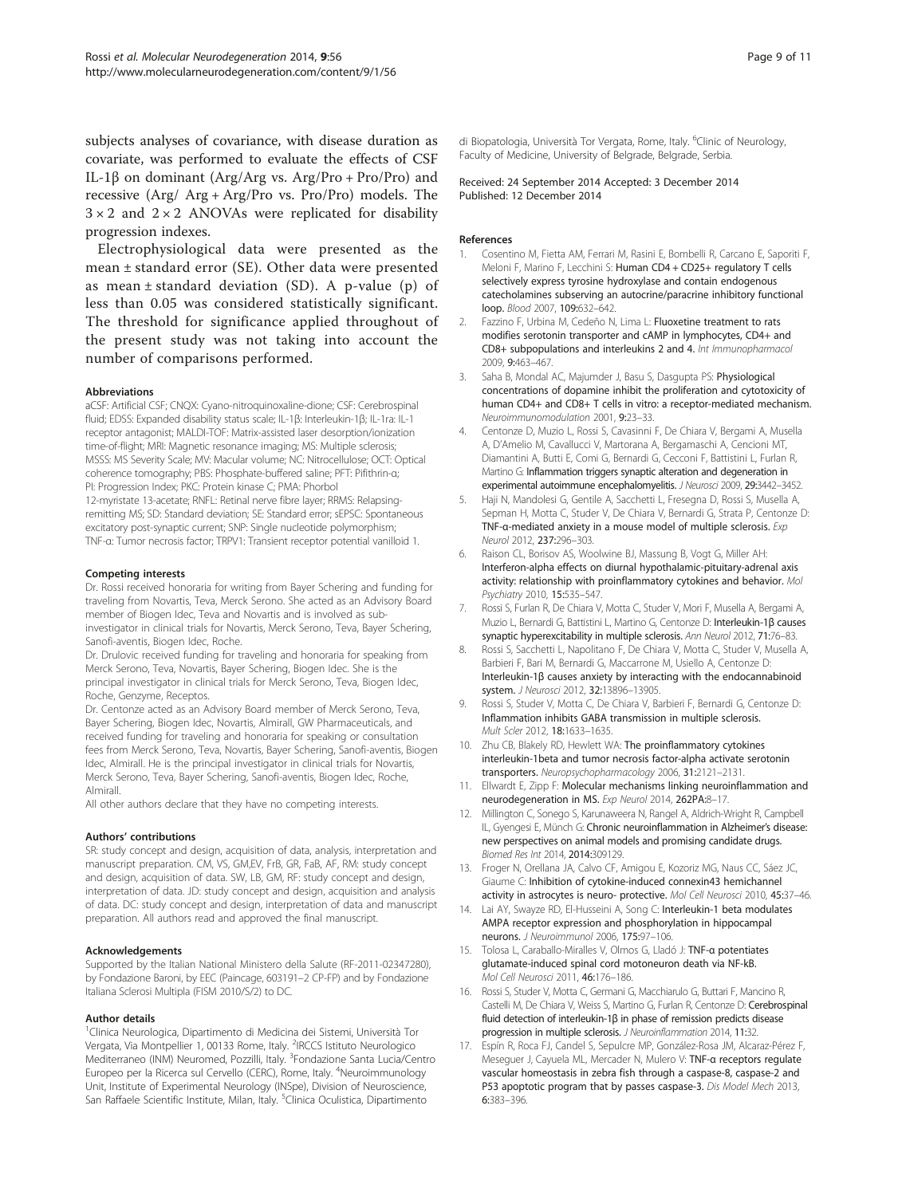subjects analyses of covariance, with disease duration as covariate, was performed to evaluate the effects of CSF IL-1β on dominant (Arg/Arg vs. Arg/Pro + Pro/Pro) and recessive (Arg/ Arg + Arg/Pro vs. Pro/Pro) models. The 3 × 2 and 2 × 2 ANOVAs were replicated for disability progression indexes.

Electrophysiological data were presented as the mean ± standard error (SE). Other data were presented as mean ± standard deviation (SD). A p-value (p) of less than 0.05 was considered statistically significant. The threshold for significance applied throughout of the present study was not taking into account the number of comparisons performed.

#### Abbreviations

aCSF: Artificial CSF; CNQX: Cyano-nitroquinoxaline-dione; CSF: Cerebrospinal fluid; EDSS: Expanded disability status scale; IL-1β: Interleukin-1β; IL-1ra: IL-1 receptor antagonist; MALDI-TOF: Matrix-assisted laser desorption/ionization time-of-flight; MRI: Magnetic resonance imaging; MS: Multiple sclerosis; MSSS: MS Severity Scale; MV: Macular volume; NC: Nitrocellulose; OCT: Optical coherence tomography; PBS: Phosphate-buffered saline; PFT: Pifithrin-α; PI: Progression Index; PKC: Protein kinase C; PMA: Phorbol 12-myristate 13-acetate; RNFL: Retinal nerve fibre layer; RRMS: Relapsing-remitting MS; SD: Standard deviation; SE: Standard error; sEPSC: Spontaneous excitatory post-synaptic current; SNP: Single nucleotide polymorphism; TNF-α: Tumor necrosis factor; TRPV1: Transient receptor potential vanilloid 1.

#### Competing interests

Dr. Rossi received honoraria for writing from Bayer Schering and funding for traveling from Novartis, Teva, Merck Serono. She acted as an Advisory Board member of Biogen Idec, Teva and Novartis and is involved as sub-investigator in clinical trials for Novartis, Merck Serono, Teva, Bayer Schering, Sanofi-aventis, Biogen Idec, Roche.

Dr. Drulovic received funding for traveling and honoraria for speaking from Merck Serono, Teva, Novartis, Bayer Schering, Biogen Idec. She is the principal investigator in clinical trials for Merck Serono, Teva, Biogen Idec, Roche, Genzyme, Receptos.

Dr. Centonze acted as an Advisory Board member of Merck Serono, Teva, Bayer Schering, Biogen Idec, Novartis, Almirall, GW Pharmaceuticals, and received funding for traveling and honoraria for speaking or consultation fees from Merck Serono, Teva, Novartis, Bayer Schering, Sanofi-aventis, Biogen Idec, Almirall. He is the principal investigator in clinical trials for Novartis, Merck Serono, Teva, Bayer Schering, Sanofi-aventis, Biogen Idec, Roche, Almirall.

All other authors declare that they have no competing interests.

#### Authors' contributions

SR: study concept and design, acquisition of data, analysis, interpretation and manuscript preparation. CM, VS, GM,EV, FrB, GR, FaB, AF, RM: study concept and design, acquisition of data. SW, LB, GM, RF: study concept and design, interpretation of data. JD: study concept and design, acquisition and analysis of data. DC: study concept and design, interpretation of data and manuscript preparation. All authors read and approved the final manuscript.

#### Acknowledgements

Supported by the Italian National Ministero della Salute (RF-2011-02347280), by Fondazione Baroni, by EEC (Paincage, 603191–2 CP-FP) and by Fondazione Italiana Sclerosi Multipla (FISM 2010/S/2) to DC.

#### Author details

[1]Clinica Neurologica, Dipartimento di Medicina dei Sistemi, Università Tor Vergata, Via Montpellier 1, 00133 Rome, Italy. [2]IRCCS Istituto Neurologico Mediterraneo (INM) Neuromed, Pozzilli, Italy. [3]Fondazione Santa Lucia/Centro Europeo per la Ricerca sul Cervello (CERC), Rome, Italy. [4]Neuroimmunology Unit, Institute of Experimental Neurology (INSpe), Division of Neuroscience, San Raffaele Scientific Institute, Milan, Italy. [5]Clinica Oculistica, Dipartimento di Biopatologia, Università Tor Vergata, Rome, Italy. [6]Clinic of Neurology, Faculty of Medicine, University of Belgrade, Belgrade, Serbia.

Received: 24 September 2014 Accepted: 3 December 2014
Published: 12 December 2014

#### References

1. Cosentino M, Fietta AM, Ferrari M, Rasini E, Bombelli R, Carcano E, Saporiti F, Meloni F, Marino F, Lecchini S: **Human CD4 + CD25+ regulatory T cells selectively express tyrosine hydroxylase and contain endogenous catecholamines subserving an autocrine/paracrine inhibitory functional loop.** *Blood* 2007, **109:**632–642.
2. Fazzino F, Urbina M, Cedeño N, Lima L: **Fluoxetine treatment to rats modifies serotonin transporter and cAMP in lymphocytes, CD4+ and CD8+ subpopulations and interleukins 2 and 4.** *Int Immunopharmacol* 2009, **9:**463–467.
3. Saha B, Mondal AC, Majumder J, Basu S, Dasgupta PS: **Physiological concentrations of dopamine inhibit the proliferation and cytotoxicity of human CD4+ and CD8+ T cells in vitro: a receptor-mediated mechanism.** *Neuroimmunomodulation* 2001, **9:**23–33.
4. Centonze D, Muzio L, Rossi S, Cavasinni F, De Chiara V, Bergami A, Musella A, D'Amelio M, Cavallucci V, Martorana A, Bergamaschi A, Cencioni MT, Diamantini A, Butti E, Comi G, Bernardi G, Cecconi F, Battistini L, Furlan R, Martino G: **Inflammation triggers synaptic alteration and degeneration in experimental autoimmune encephalomyelitis.** *J Neurosci* 2009, **29:**3442–3452.
5. Haji N, Mandolesi G, Gentile A, Sacchetti L, Fresegna D, Rossi S, Musella A, Sepman H, Motta C, Studer V, De Chiara V, Bernardi G, Strata P, Centonze D: **TNF-α-mediated anxiety in a mouse model of multiple sclerosis.** *Exp Neurol* 2012, **237:**296–303.
6. Raison CL, Borisov AS, Woolwine BJ, Massung B, Vogt G, Miller AH: **Interferon-alpha effects on diurnal hypothalamic-pituitary-adrenal axis activity: relationship with proinflammatory cytokines and behavior.** *Mol Psychiatry* 2010, **15:**535–547.
7. Rossi S, Furlan R, De Chiara V, Motta C, Studer V, Mori F, Musella A, Bergami A, Muzio L, Bernardi G, Battistini L, Martino G, Centonze D: **Interleukin-1β causes synaptic hyperexcitability in multiple sclerosis.** *Ann Neurol* 2012, **71:**76–83.
8. Rossi S, Sacchetti L, Napolitano F, De Chiara V, Motta C, Studer V, Musella A, Barbieri F, Bari M, Bernardi G, Maccarrone M, Usiello A, Centonze D: **Interleukin-1β causes anxiety by interacting with the endocannabinoid system.** *J Neurosci* 2012, **32:**13896–13905.
9. Rossi S, Studer V, Motta C, De Chiara V, Barbieri F, Bernardi G, Centonze D: **Inflammation inhibits GABA transmission in multiple sclerosis.** *Mult Scler* 2012, **18:**1633–1635.
10. Zhu CB, Blakely RD, Hewlett WA: **The proinflammatory cytokines interleukin-1beta and tumor necrosis factor-alpha activate serotonin transporters.** *Neuropsychopharmacology* 2006, **31:**2121–2131.
11. Ellwardt E, Zipp F: **Molecular mechanisms linking neuroinflammation and neurodegeneration in MS.** *Exp Neurol* 2014, **262PA:**8–17.
12. Millington C, Sonego S, Karunaweera N, Rangel A, Aldrich-Wright R, Campbell IL, Gyengesi E, Münch G: **Chronic neuroinflammation in Alzheimer's disease: new perspectives on animal models and promising candidate drugs.** *Biomed Res Int* 2014, **2014:**309129.
13. Froger N, Orellana JA, Calvo CF, Amigou E, Kozoriz MG, Naus CC, Sáez JC, Giaume C: **Inhibition of cytokine-induced connexin43 hemichannel activity in astrocytes is neuro- protective.** *Mol Cell Neurosci* 2010, **45:**37–46.
14. Lai AY, Swayze RD, El-Husseini A, Song C: **Interleukin-1 beta modulates AMPA receptor expression and phosphorylation in hippocampal neurons.** *J Neuroimmunol* 2006, **175:**97–106.
15. Tolosa L, Caraballo-Miralles V, Olmos G, Lladó J: **TNF-α potentiates glutamate-induced spinal cord motoneuron death via NF-kB.** *Mol Cell Neurosci* 2011, **46:**176–186.
16. Rossi S, Studer V, Motta C, Germani G, Macchiarulo G, Buttari F, Mancino R, Castelli M, De Chiara V, Weiss S, Martino G, Furlan R, Centonze D: **Cerebrospinal fluid detection of interleukin-1β in phase of remission predicts disease progression in multiple sclerosis.** *J Neuroinflammation* 2014, **11:**32.
17. Espín R, Roca FJ, Candel S, Sepulcre MP, González-Rosa JM, Alcaraz-Pérez F, Meseguer J, Cayuela ML, Mercader N, Mulero V: **TNF-α receptors regulate vascular homeostasis in zebra fish through a caspase-8, caspase-2 and P53 apoptotic program that by passes caspase-3.** *Dis Model Mech* 2013, **6:**383–396.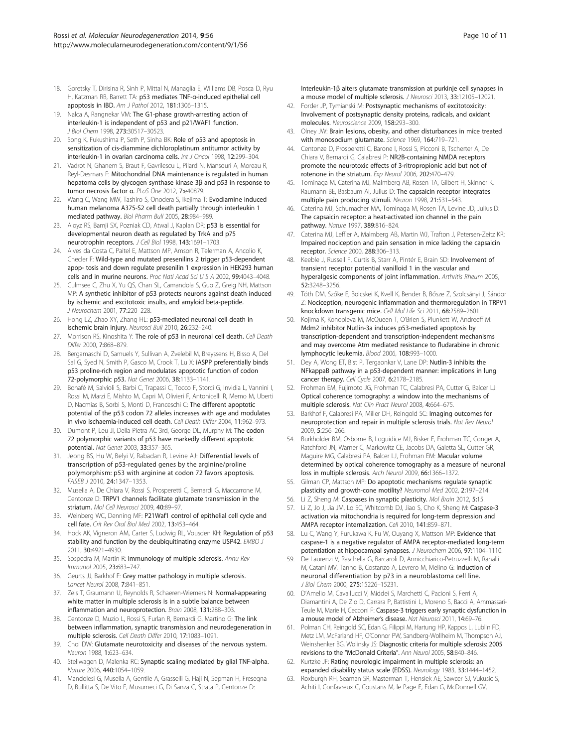18. Goretsky T, Dirisina R, Sinh P, Mittal N, Managlia E, Williams DB, Posca D, Ryu H, Katzman RB, Barrett TA: **p53 mediates TNF-α-induced epithelial cell apoptosis in IBD.** *Am J Pathol* 2012, **181:**1306–1315.
19. Nalca A, Rangnekar VM: **The G1-phase growth-arresting action of interleukin-1 is independent of p53 and p21/WAF1 function.** *J Biol Chem* 1998, **273:**30517–30523.
20. Song K, Fukushima P, Seth P, Sinha BK: **Role of p53 and apoptosis in sensitization of cis-diammine dichloroplatinum antitumor activity by interleukin-1 in ovarian carcinoma cells.** *Int J Oncol* 1998, **12:**299–304.
21. Vadrot N, Ghanem S, Braut F, Gavrilescu L, Pilard N, Mansouri A, Moreau R, Reyl-Desmars F: **Mitochondrial DNA maintenance is regulated in human hepatoma cells by glycogen synthase kinase 3β and p53 in response to tumor necrosis factor α.** *PLoS One* 2012, **7:**e40879.
22. Wang C, Wang MW, Tashiro S, Onodera S, Ikejima T: **Evodiamine induced human melanoma A375-S2 cell death partially through interleukin 1 mediated pathway.** *Biol Pharm Bull* 2005, **28:**984–989.
23. Aloyz RS, Bamji SX, Pozniak CD, Atwal J, Kaplan DR: **p53 is essential for developmental neuron death as regulated by TrkA and p75 neurotrophin receptors.** *J Cell Biol* 1998, **143:**1691–1703.
24. Alves da Costa C, Paitel E, Mattson MP, Amson R, Telerman A, Ancolio K, Checler F: **Wild-type and mutated presenilins 2 trigger p53-dependent apop- tosis and down regulate presenilin 1 expression in HEK293 human cells and in murine neurons.** *Proc Natl Acad Sci U S A* 2002, **99:**4043–4048.
25. Culmsee C, Zhu X, Yu QS, Chan SL, Camandola S, Guo Z, Greig NH, Mattson MP: **A synthetic inhibitor of p53 protects neurons against death induced by ischemic and excitotoxic insults, and amyloid beta-peptide.** *J Neurochem* 2001, **77:**220–228.
26. Hong LZ, Zhao XY, Zhang HL: **p53-mediated neuronal cell death in ischemic brain injury.** *Neurosci Bull* 2010, **26:**232–240.
27. Morrison RS, Kinoshita Y: **The role of p53 in neuronal cell death.** *Cell Death Differ* 2000, **7:**868–879.
28. Bergamaschi D, Samuels Y, Sullivan A, Zvelebil M, Breyssens H, Bisso A, Del Sal G, Syed N, Smith P, Gasco M, Crook T, Lu X: **iASPP preferentially binds p53 proline-rich region and modulates apoptotic function of codon 72-polymorphic p53.** *Nat Genet* 2006, **38:**1133–1141.
29. Bonafé M, Salvioli S, Barbi C, Trapassi C, Tocco F, Storci G, Invidia L, Vannini I, Rossi M, Marzi E, Mishto M, Capri M, Olivieri F, Antonicelli R, Memo M, Uberti D, Nacmias B, Sorbi S, Monti D, Franceschi C: **The different apoptotic potential of the p53 codon 72 alleles increases with age and modulates in vivo ischaemia-induced cell death.** *Cell Death Differ* 2004, **11:**962–973.
30. Dumont P, Leu JI, Della Pietra AC 3rd, George DL, Murphy M: **The codon 72 polymorphic variants of p53 have markedly different apoptotic potential.** *Nat Genet* 2003, **33:**357–365.
31. Jeong BS, Hu W, Belyi V, Rabadan R, Levine AJ: **Differential levels of transcription of p53-regulated genes by the arginine/proline polymorphism: p53 with arginine at codon 72 favors apoptosis.** *FASEB J* 2010, **24:**1347–1353.
32. Musella A, De Chiara V, Rossi S, Prosperetti C, Bernardi G, Maccarrone M, Centonze D: **TRPV1 channels facilitate glutamate transmission in the striatum.** *Mol Cell Neurosci* 2009, **40:**89–97.
33. Weinberg WC, Denning MF: **P21Waf1 control of epithelial cell cycle and cell fate.** *Crit Rev Oral Biol Med* 2002, **13:**453–464.
34. Hock AK, Vigneron AM, Carter S, Ludwig RL, Vousden KH: **Regulation of p53 stability and function by the deubiquitinating enzyme USP42.** *EMBO J* 2011, **30:**4921–4930.
35. Sospedra M, Martin R: **Immunology of multiple sclerosis.** *Annu Rev Immunol* 2005, **23:**683–747.
36. Geurts JJ, Barkhof F: **Grey matter pathology in multiple sclerosis.** *Lancet Neurol* 2008, **7:**841–851.
37. Zeis T, Graumann U, Reynolds R, Schaeren-Wiemers N: **Normal-appearing white matter in multiple sclerosis is in a subtle balance between inflammation and neuroprotection.** *Brain* 2008, **131:**288–303.
38. Centonze D, Muzio L, Rossi S, Furlan R, Bernardi G, Martino G: **The link between inflammation, synaptic transmission and neurodegeneration in multiple sclerosis.** *Cell Death Differ* 2010, **17:**1083–1091.
39. Choi DW: **Glutamate neurotoxicity and diseases of the nervous system.** *Neuron* 1988, **1:**623–634.
40. Stellwagen D, Malenka RC: **Synaptic scaling mediated by glial TNF-alpha.** *Nature* 2006, **440:**1054–1059.
41. Mandolesi G, Musella A, Gentile A, Grasselli G, Haji N, Sepman H, Fresegna D, Bullitta S, De Vito F, Musumeci G, Di Sanza C, Strata P, Centonze D: **Interleukin-1β alters glutamate transmission at purkinje cell synapses in a mouse model of multiple sclerosis.** *J Neurosci* 2013, **33:**12105–12121.
42. Forder JP, Tymianski M: **Postsynaptic mechanisms of excitotoxicity: Involvement of postsynaptic density proteins, radicals, and oxidant molecules.** *Neuroscience* 2009, **158:**293–300.
43. Olney JW: **Brain lesions, obesity, and other disturbances in mice treated with monosodium glutamate.** *Science* 1969, **164:**719–721.
44. Centonze D, Prosperetti C, Barone I, Rossi S, Picconi B, Tscherter A, De Chiara V, Bernardi G, Calabresi P: **NR2B-containing NMDA receptors promote the neurotoxic effects of 3-nitropropionic acid but not of rotenone in the striatum.** *Exp Neurol* 2006, **202:**470–479.
45. Tominaga M, Caterina MJ, Malmberg AB, Rosen TA, Gilbert H, Skinner K, Raumann BE, Basbaum AI, Julius D: **The capsaicin receptor integrates multiple pain producing stimuli.** *Neuron* 1998, **21:**531–543.
46. Caterina MJ, Schumacher MA, Tominaga M, Rosen TA, Levine JD, Julius D: **The capsaicin receptor: a heat-activated ion channel in the pain pathway.** *Nature* 1997, **389:**816–824.
47. Caterina MJ, Leffler A, Malmberg AB, Martin WJ, Trafton J, Petersen-Zeitz KR: **Impaired nociception and pain sensation in mice lacking the capsaicin receptor.** *Science* 2000, **288:**306–313.
48. Keeble J, Russell F, Curtis B, Starr A, Pintér E, Brain SD: **Involvement of transient receptor potential vanilloid 1 in the vascular and hyperalgesic components of joint inflammation.** *Arthritis Rheum* 2005, **52:**3248–3256.
49. Tóth DM, Szőke E, Bölcskei K, Kvell K, Bender B, Bősze Z, Szolcsányi J, Sándor Z: **Nociception, neurogenic inflammation and thermoregulation in TRPV1 knockdown transgenic mice.** *Cell Mol Life Sci* 2011, **68:**2589–2601.
50. Kojima K, Konopleva M, McQueen T, O'Brien S, Plunkett W, Andreeff M: **Mdm2 inhibitor Nutlin-3a induces p53-mediated apoptosis by transcription-dependent and transcription-independent mechanisms and may overcome Atm mediated resistance to fludarabine in chronic lymphocytic leukemia.** *Blood* 2006, **108:**993–1000.
51. Dey A, Wong ET, Bist P, Tergaonkar V, Lane DP: **Nutlin-3 inhibits the NFkappaB pathway in a p53-dependent manner: implications in lung cancer therapy.** *Cell Cycle* 2007, **6:**2178–2185.
52. Frohman EM, Fujimoto JG, Frohman TC, Calabresi PA, Cutter G, Balcer LJ: **Optical coherence tomography: a window into the mechanisms of multiple sclerosis.** *Nat Clin Pract Neurol* 2008, **4:**664–675.
53. Barkhof F, Calabresi PA, Miller DH, Reingold SC: **Imaging outcomes for neuroprotection and repair in multiple sclerosis trials.** *Nat Rev Neurol* 2009, **5:**256–266.
54. Burkholder BM, Osborne B, Loguidice MJ, Bisker E, Frohman TC, Conger A, Ratchford JN, Warner C, Markowitz CE, Jacobs DA, Galetta SL, Cutter GR, Maguire MG, Calabresi PA, Balcer LJ, Frohman EM: **Macular volume determined by optical coherence tomography as a measure of neuronal loss in multiple sclerosis.** *Arch Neurol* 2009, **66:**1366–1372.
55. Gilman CP, Mattson MP: **Do apoptotic mechanisms regulate synaptic plasticity and growth-cone motility?** *Neuromol Med* 2002, **2:**197–214.
56. Li Z, Sheng M: **Caspases in synaptic plasticity.** *Mol Brain* 2012, **5:**15.
57. Li Z, Jo J, Jia JM, Lo SC, Whitcomb DJ, Jiao S, Cho K, Sheng M: **Caspase-3 activation via mitochondria is required for long-term depression and AMPA receptor internalization.** *Cell* 2010, **141:**859–871.
58. Lu C, Wang Y, Furukawa K, Fu W, Ouyang X, Mattson MP: **Evidence that caspase-1 is a negative regulator of AMPA receptor-mediated long-term potentiation at hippocampal synapses.** *J Neurochem* 2006, **97:**1104–1110.
59. De Laurenzi V, Raschella G, Barcaroli D, Annicchiarico-Petruzzelli M, Ranalli M, Catani MV, Tanno B, Costanzo A, Levrero M, Melino G: **Induction of neuronal differentiation by p73 in a neuroblastoma cell line.** *J Biol Chem* 2000, **275:**15226–15231.
60. D'Amelio M, Cavallucci V, Middei S, Marchetti C, Pacioni S, Ferri A, Diamantini A, De Zio D, Carrara P, Battistini L, Moreno S, Bacci A, Ammassari-Teule M, Marie H, Cecconi F: **Caspase-3 triggers early synaptic dysfunction in a mouse model of Alzheimer's disease.** *Nat Neurosci* 2011, **14:**69–76.
61. Polman CH, Reingold SC, Edan G, Filippi M, Hartung HP, Kappos L, Lublin FD, Metz LM, McFarland HF, O'Connor PW, Sandberg-Wollheim M, Thompson AJ, Weinshenker BG, Wolinsky JS: **Diagnostic criteria for multiple sclerosis: 2005 revisions to the "McDonald Criteria".** *Ann Neurol* 2005, **58:**840–846.
62. Kurtzke JF: **Rating neurologic impairment in multiple sclerosis: an expanded disability status scale (EDSS).** *Neurology* 1983, **33:**1444–1452.
63. Roxburgh RH, Seaman SR, Masterman T, Hensiek AE, Sawcer SJ, Vukusic S, Achiti I, Confavreux C, Coustans M, le Page E, Edan G, McDonnell GV,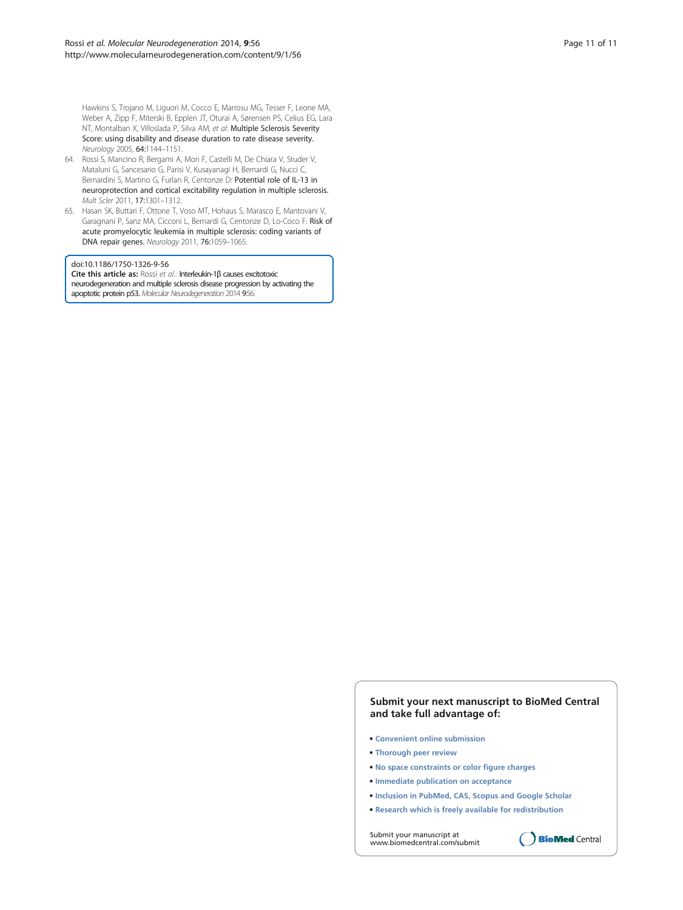Hawkins S, Trojano M, Liguori M, Cocco E, Marrosu MG, Tesser F, Leone MA, Weber A, Zipp F, Miterski B, Epplen JT, Oturai A, Sørensen PS, Celius EG, Lara NT, Montalban X, Villoslada P, Silva AM, *et al*: **Multiple Sclerosis Severity Score: using disability and disease duration to rate disease severity.** *Neurology* 2005, **64**:1144–1151.

64. Rossi S, Mancino R, Bergami A, Mori F, Castelli M, De Chiara V, Studer V, Mataluni G, Sancesario G, Parisi V, Kusayanagi H, Bernardi G, Nucci C, Bernardini S, Martino G, Furlan R, Centonze D: **Potential role of IL-13 in neuroprotection and cortical excitability regulation in multiple sclerosis.** *Mult Scler* 2011, **17**:1301–1312.
65. Hasan SK, Buttari F, Ottone T, Voso MT, Hohaus S, Marasco E, Mantovani V, Garagnani P, Sanz MA, Cicconi L, Bernardi G, Centonze D, Lo-Coco F: **Risk of acute promyelocytic leukemia in multiple sclerosis: coding variants of DNA repair genes.** *Neurology* 2011, **76**:1059–1065.

doi:10.1186/1750-1326-9-56

**Cite this article as:** Rossi *et al.*: Interleukin-1β causes excitotoxic neurodegeneration and multiple sclerosis disease progression by activating the apoptotic protein p53. *Molecular Neurodegeneration* 2014 **9**:56.

**Submit your next manuscript to BioMed Central and take full advantage of:**

- **Convenient online submission**
- **Thorough peer review**
- **No space constraints or color figure charges**
- **Immediate publication on acceptance**
- **Inclusion in PubMed, CAS, Scopus and Google Scholar**
- **Research which is freely available for redistribution**

Submit your manuscript at
www.biomedcentral.com/submit

BioMed Central